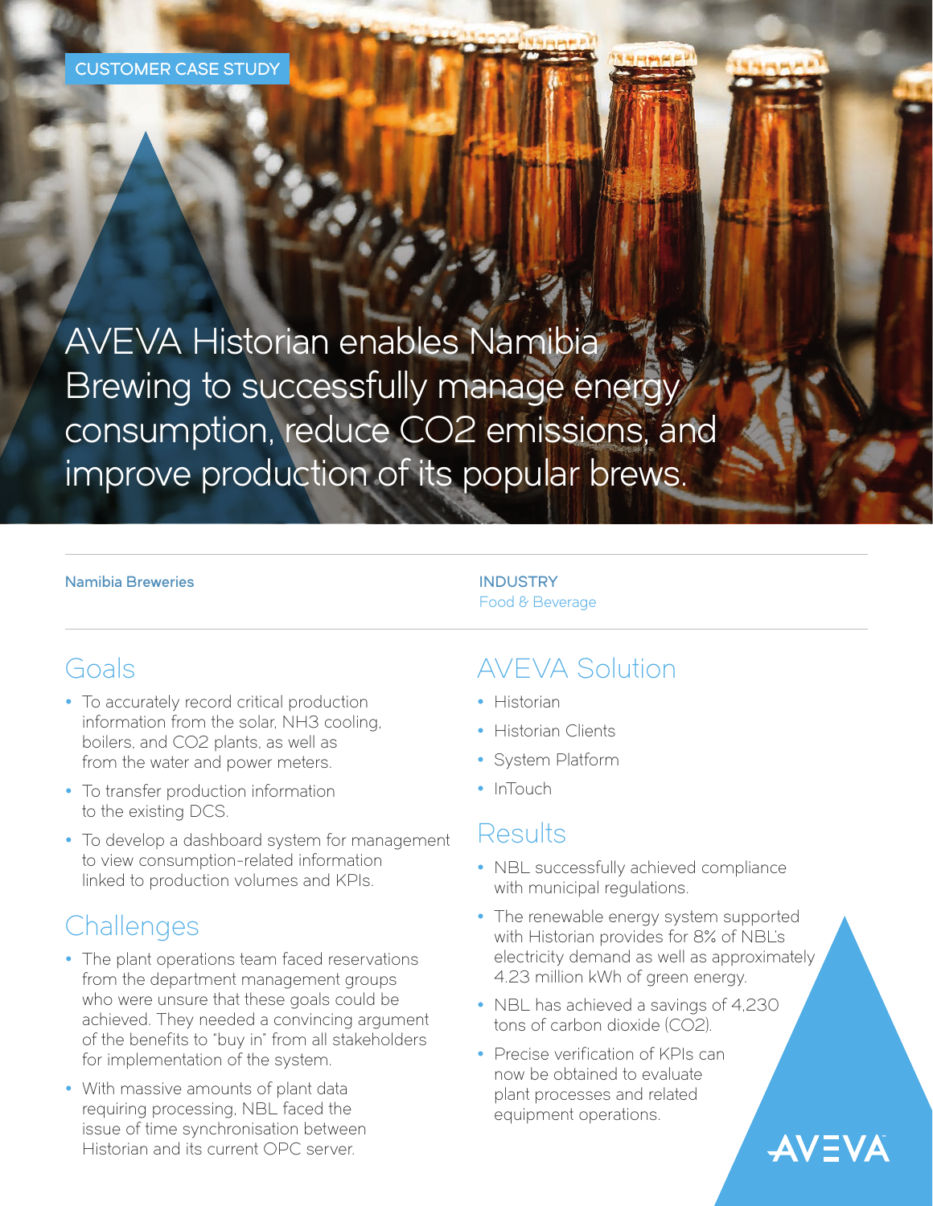CUSTOMER CASE STUDY

# AVEVA Historian enables Namibia Brewing to successfully manage energy consumption, reduce CO2 emissions, and improve production of its popular brews.

**Namibia Breweries**

**INDUSTRY**
Food & Beverage

## Goals

- To accurately record critical production information from the solar, NH3 cooling, boilers, and CO2 plants, as well as from the water and power meters.
- To transfer production information to the existing DCS.
- To develop a dashboard system for management to view consumption-related information linked to production volumes and KPIs.

## Challenges

- The plant operations team faced reservations from the department management groups who were unsure that these goals could be achieved. They needed a convincing argument of the benefits to "buy in" from all stakeholders for implementation of the system.
- With massive amounts of plant data requiring processing, NBL faced the issue of time synchronisation between Historian and its current OPC server.

## AVEVA Solution

- Historian
- Historian Clients
- System Platform
- InTouch

## Results

- NBL successfully achieved compliance with municipal regulations.
- The renewable energy system supported with Historian provides for 8% of NBL's electricity demand as well as approximately 4.23 million kWh of green energy.
- NBL has achieved a savings of 4,230 tons of carbon dioxide (CO2).
- Precise verification of KPIs can now be obtained to evaluate plant processes and related equipment operations.

AVEVA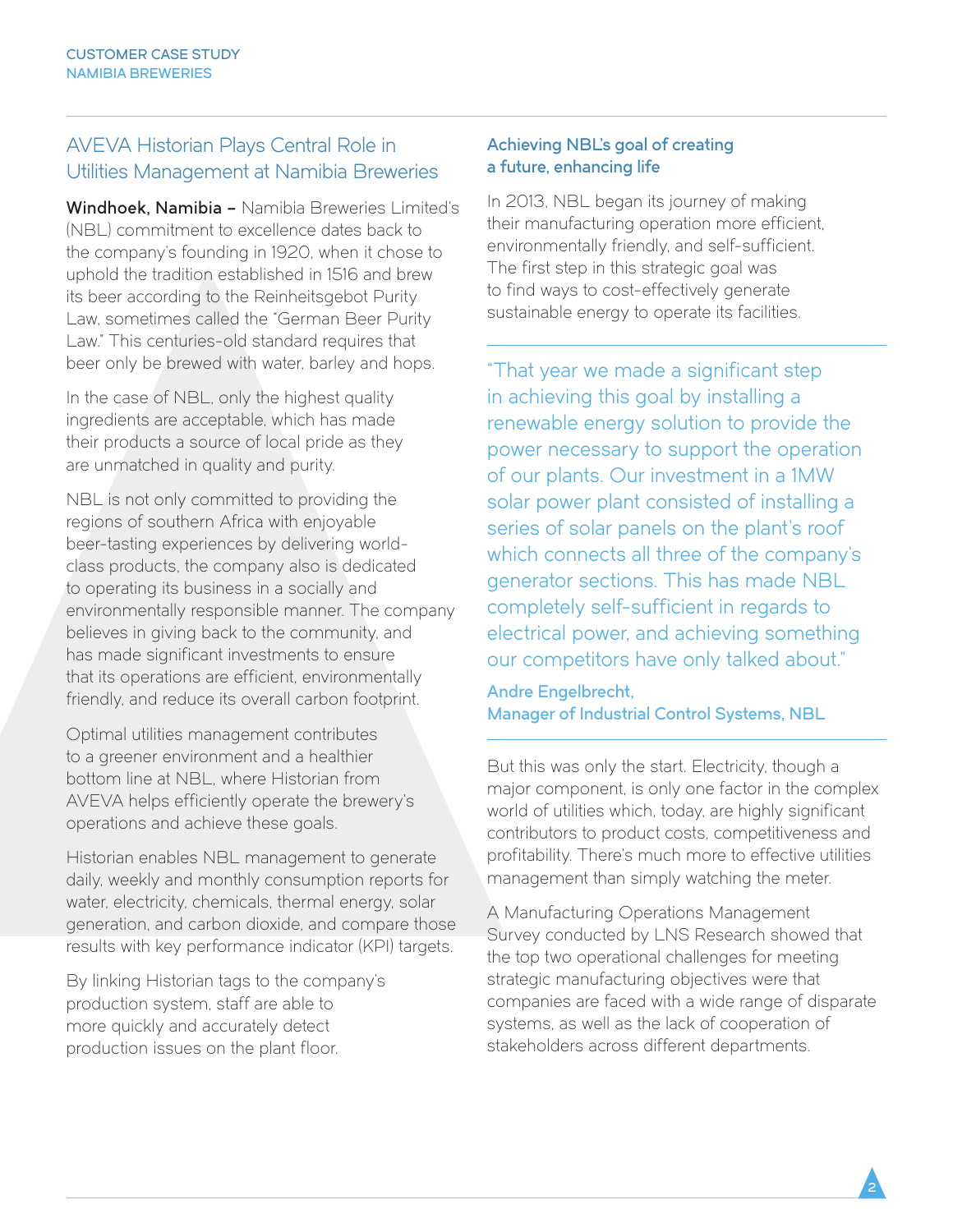## AVEVA Historian Plays Central Role in Utilities Management at Namibia Breweries

**Windhoek, Namibia –** Namibia Breweries Limited's (NBL) commitment to excellence dates back to the company's founding in 1920, when it chose to uphold the tradition established in 1516 and brew its beer according to the Reinheitsgebot Purity Law, sometimes called the "German Beer Purity Law." This centuries-old standard requires that beer only be brewed with water, barley and hops.

In the case of NBL, only the highest quality ingredients are acceptable, which has made their products a source of local pride as they are unmatched in quality and purity.

NBL is not only committed to providing the regions of southern Africa with enjoyable beer-tasting experiences by delivering world-class products, the company also is dedicated to operating its business in a socially and environmentally responsible manner. The company believes in giving back to the community, and has made significant investments to ensure that its operations are efficient, environmentally friendly, and reduce its overall carbon footprint.

Optimal utilities management contributes to a greener environment and a healthier bottom line at NBL, where Historian from AVEVA helps efficiently operate the brewery's operations and achieve these goals.

Historian enables NBL management to generate daily, weekly and monthly consumption reports for water, electricity, chemicals, thermal energy, solar generation, and carbon dioxide, and compare those results with key performance indicator (KPI) targets.

By linking Historian tags to the company's production system, staff are able to more quickly and accurately detect production issues on the plant floor.

### Achieving NBL's goal of creating a future, enhancing life

In 2013, NBL began its journey of making their manufacturing operation more efficient, environmentally friendly, and self-sufficient. The first step in this strategic goal was to find ways to cost-effectively generate sustainable energy to operate its facilities.

> "That year we made a significant step in achieving this goal by installing a renewable energy solution to provide the power necessary to support the operation of our plants. Our investment in a 1MW solar power plant consisted of installing a series of solar panels on the plant's roof which connects all three of the company's generator sections. This has made NBL completely self-sufficient in regards to electrical power, and achieving something our competitors have only talked about."
>
> **Andre Engelbrecht, Manager of Industrial Control Systems, NBL**

But this was only the start. Electricity, though a major component, is only one factor in the complex world of utilities which, today, are highly significant contributors to product costs, competitiveness and profitability. There's much more to effective utilities management than simply watching the meter.

A Manufacturing Operations Management Survey conducted by LNS Research showed that the top two operational challenges for meeting strategic manufacturing objectives were that companies are faced with a wide range of disparate systems, as well as the lack of cooperation of stakeholders across different departments.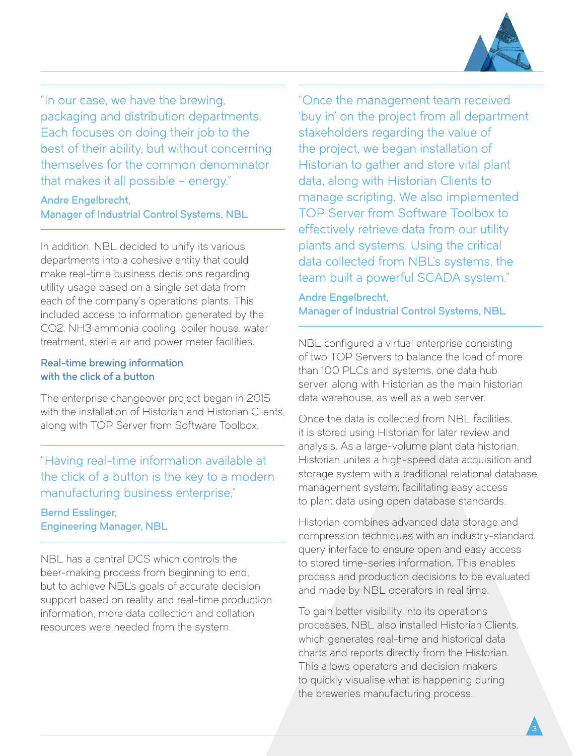> "In our case, we have the brewing, packaging and distribution departments. Each focuses on doing their job to the best of their ability, but without concerning themselves for the common denominator that makes it all possible – energy."
>
> **Andre Engelbrecht,**
> **Manager of Industrial Control Systems, NBL**

In addition, NBL decided to unify its various departments into a cohesive entity that could make real-time business decisions regarding utility usage based on a single set data from each of the company's operations plants. This included access to information generated by the $CO_2$, $NH_3$ ammonia cooling, boiler house, water treatment, sterile air and power meter facilities.

### Real-time brewing information with the click of a button

The enterprise changeover project began in 2015 with the installation of Historian and Historian Clients, along with TOP Server from Software Toolbox.

> "Having real-time information available at the click of a button is the key to a modern manufacturing business enterprise,"
>
> **Bernd Esslinger,**
> **Engineering Manager, NBL**

NBL has a central DCS which controls the beer-making process from beginning to end, but to achieve NBL's goals of accurate decision support based on reality and real-time production information, more data collection and collation resources were needed from the system.

> "Once the management team received 'buy in' on the project from all department stakeholders regarding the value of the project, we began installation of Historian to gather and store vital plant data, along with Historian Clients to manage scripting. We also implemented TOP Server from Software Toolbox to effectively retrieve data from our utility plants and systems. Using the critical data collected from NBL's systems, the team built a powerful SCADA system."
>
> **Andre Engelbrecht,**
> **Manager of Industrial Control Systems, NBL**

NBL configured a virtual enterprise consisting of two TOP Servers to balance the load of more than 100 PLCs and systems, one data hub server, along with Historian as the main historian data warehouse, as well as a web server.

Once the data is collected from NBL facilities, it is stored using Historian for later review and analysis. As a large-volume plant data historian, Historian unites a high-speed data acquisition and storage system with a traditional relational database management system, facilitating easy access to plant data using open database standards.

Historian combines advanced data storage and compression techniques with an industry-standard query interface to ensure open and easy access to stored time-series information. This enables process and production decisions to be evaluated and made by NBL operators in real time.

To gain better visibility into its operations processes, NBL also installed Historian Clients, which generates real-time and historical data charts and reports directly from the Historian. This allows operators and decision makers to quickly visualise what is happening during the breweries manufacturing process.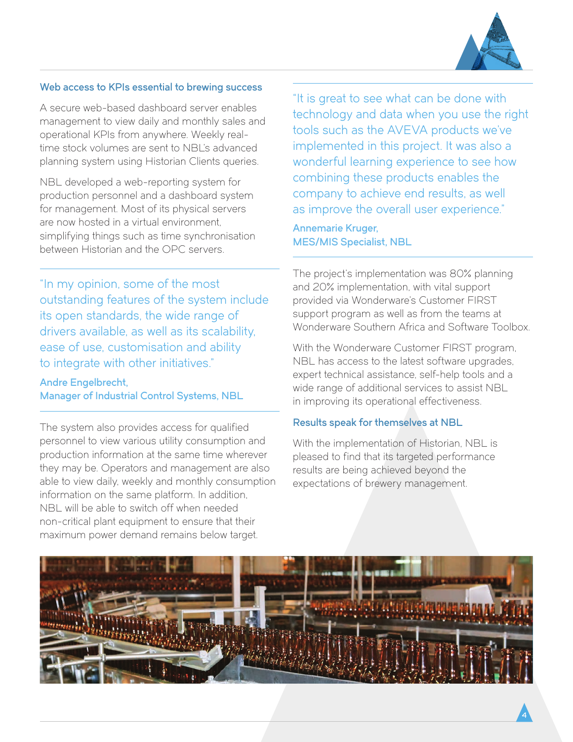### Web access to KPIs essential to brewing success

A secure web-based dashboard server enables management to view daily and monthly sales and operational KPIs from anywhere. Weekly real-time stock volumes are sent to NBL's advanced planning system using Historian Clients queries.

NBL developed a web-reporting system for production personnel and a dashboard system for management. Most of its physical servers are now hosted in a virtual environment, simplifying things such as time synchronisation between Historian and the OPC servers.

> "In my opinion, some of the most outstanding features of the system include its open standards, the wide range of drivers available, as well as its scalability, ease of use, customisation and ability to integrate with other initiatives."
>
> **Andre Engelbrecht, Manager of Industrial Control Systems, NBL**

The system also provides access for qualified personnel to view various utility consumption and production information at the same time wherever they may be. Operators and management are also able to view daily, weekly and monthly consumption information on the same platform. In addition, NBL will be able to switch off when needed non-critical plant equipment to ensure that their maximum power demand remains below target.

> "It is great to see what can be done with technology and data when you use the right tools such as the AVEVA products we've implemented in this project. It was also a wonderful learning experience to see how combining these products enables the company to achieve end results, as well as improve the overall user experience."
>
> **Annemarie Kruger, MES/MIS Specialist, NBL**

The project's implementation was 80% planning and 20% implementation, with vital support provided via Wonderware's Customer FIRST support program as well as from the teams at Wonderware Southern Africa and Software Toolbox.

With the Wonderware Customer FIRST program, NBL has access to the latest software upgrades, expert technical assistance, self-help tools and a wide range of additional services to assist NBL in improving its operational effectiveness.

### Results speak for themselves at NBL

With the implementation of Historian, NBL is pleased to find that its targeted performance results are being achieved beyond the expectations of brewery management.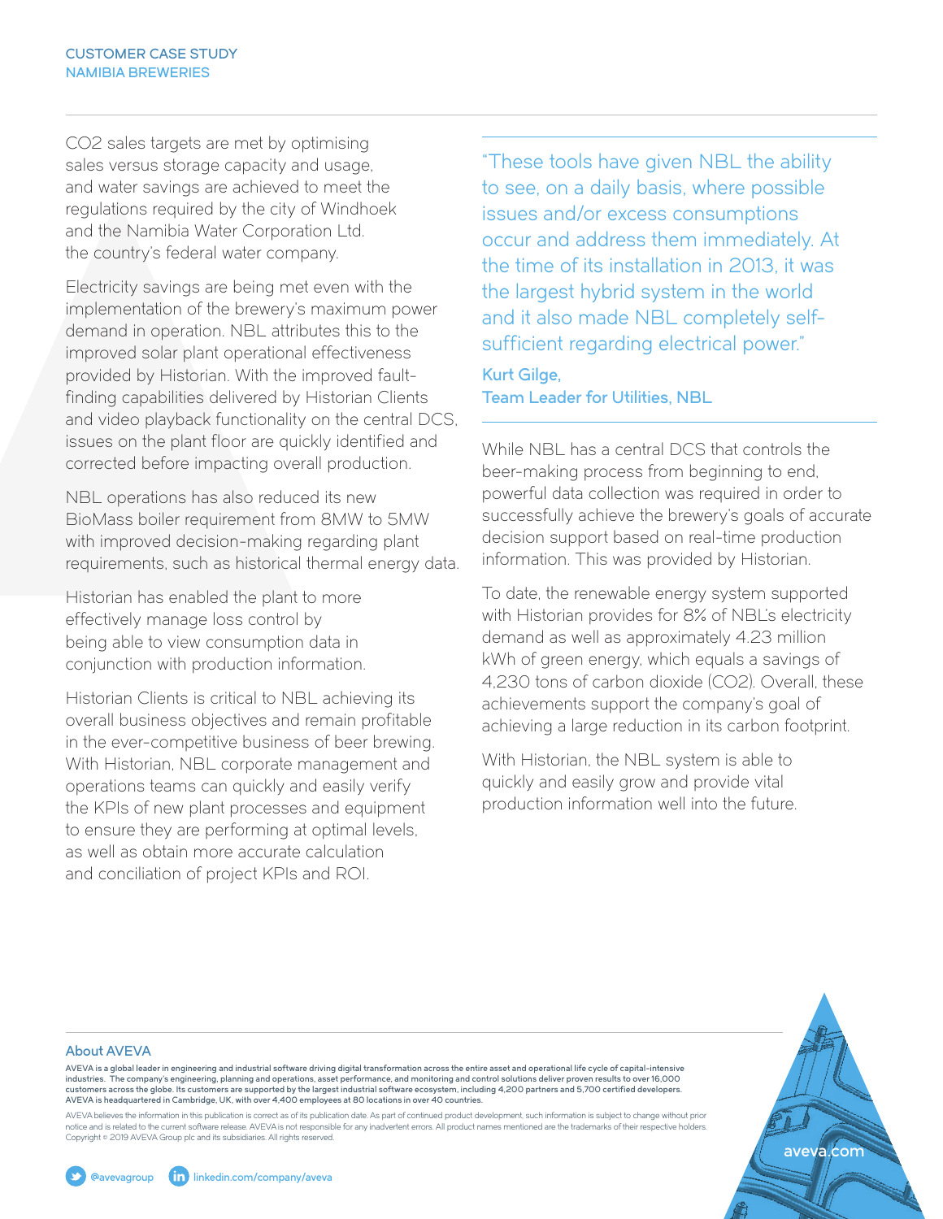CO2 sales targets are met by optimising sales versus storage capacity and usage, and water savings are achieved to meet the regulations required by the city of Windhoek and the Namibia Water Corporation Ltd. the country's federal water company.

Electricity savings are being met even with the implementation of the brewery's maximum power demand in operation. NBL attributes this to the improved solar plant operational effectiveness provided by Historian. With the improved fault-finding capabilities delivered by Historian Clients and video playback functionality on the central DCS, issues on the plant floor are quickly identified and corrected before impacting overall production.

NBL operations has also reduced its new BioMass boiler requirement from 8MW to 5MW with improved decision-making regarding plant requirements, such as historical thermal energy data.

Historian has enabled the plant to more effectively manage loss control by being able to view consumption data in conjunction with production information.

Historian Clients is critical to NBL achieving its overall business objectives and remain profitable in the ever-competitive business of beer brewing. With Historian, NBL corporate management and operations teams can quickly and easily verify the KPIs of new plant processes and equipment to ensure they are performing at optimal levels, as well as obtain more accurate calculation and conciliation of project KPIs and ROI.

> "These tools have given NBL the ability to see, on a daily basis, where possible issues and/or excess consumptions occur and address them immediately. At the time of its installation in 2013, it was the largest hybrid system in the world and it also made NBL completely self-sufficient regarding electrical power."
>
> **Kurt Gilge,**
> **Team Leader for Utilities, NBL**

While NBL has a central DCS that controls the beer-making process from beginning to end, powerful data collection was required in order to successfully achieve the brewery's goals of accurate decision support based on real-time production information. This was provided by Historian.

To date, the renewable energy system supported with Historian provides for 8% of NBL's electricity demand as well as approximately 4.23 million kWh of green energy, which equals a savings of 4,230 tons of carbon dioxide ($CO_2$). Overall, these achievements support the company's goal of achieving a large reduction in its carbon footprint.

With Historian, the NBL system is able to quickly and easily grow and provide vital production information well into the future.

## About AVEVA

AVEVA is a global leader in engineering and industrial software driving digital transformation across the entire asset and operational life cycle of capital-intensive industries. The company's engineering, planning and operations, asset performance, and monitoring and control solutions deliver proven results to over 16,000 customers across the globe. Its customers are supported by the largest industrial software ecosystem, including 4,200 partners and 5,700 certified developers. AVEVA is headquartered in Cambridge, UK, with over 4,400 employees at 80 locations in over 40 countries.

AVEVA believes the information in this publication is correct as of its publication date. As part of continued product development, such information is subject to change without prior notice and is related to the current software release. AVEVA is not responsible for any inadvertent errors. All product names mentioned are the trademarks of their respective holders. Copyright © 2019 AVEVA Group plc and its subsidiaries. All rights reserved.

@avevagroup linkedin.com/company/aveva

aveva.com